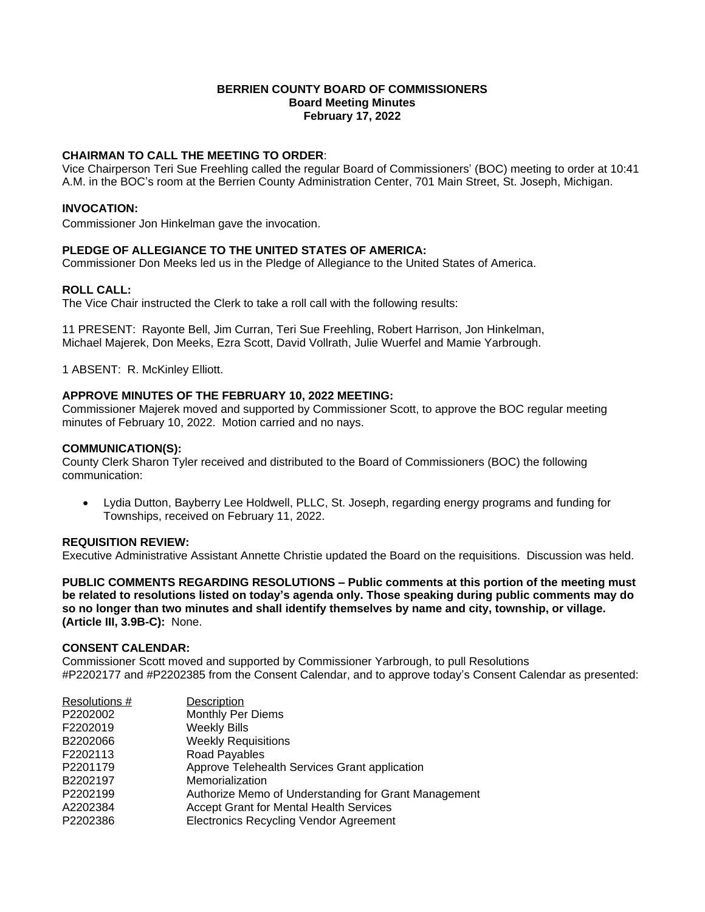# BERRIEN COUNTY BOARD OF COMMISSIONERS
## Board Meeting Minutes
## February 17, 2022

**CHAIRMAN TO CALL THE MEETING TO ORDER**:
Vice Chairperson Teri Sue Freehling called the regular Board of Commissioners' (BOC) meeting to order at 10:41 A.M. in the BOC's room at the Berrien County Administration Center, 701 Main Street, St. Joseph, Michigan.

**INVOCATION:**
Commissioner Jon Hinkelman gave the invocation.

**PLEDGE OF ALLEGIANCE TO THE UNITED STATES OF AMERICA:**
Commissioner Don Meeks led us in the Pledge of Allegiance to the United States of America.

**ROLL CALL:**
The Vice Chair instructed the Clerk to take a roll call with the following results:

11 PRESENT: Rayonte Bell, Jim Curran, Teri Sue Freehling, Robert Harrison, Jon Hinkelman, Michael Majerek, Don Meeks, Ezra Scott, David Vollrath, Julie Wuerfel and Mamie Yarbrough.

1 ABSENT: R. McKinley Elliott.

**APPROVE MINUTES OF THE FEBRUARY 10, 2022 MEETING:**
Commissioner Majerek moved and supported by Commissioner Scott, to approve the BOC regular meeting minutes of February 10, 2022. Motion carried and no nays.

**COMMUNICATION(S):**
County Clerk Sharon Tyler received and distributed to the Board of Commissioners (BOC) the following communication:

- Lydia Dutton, Bayberry Lee Holdwell, PLLC, St. Joseph, regarding energy programs and funding for Townships, received on February 11, 2022.

**REQUISITION REVIEW:**
Executive Administrative Assistant Annette Christie updated the Board on the requisitions. Discussion was held.

**PUBLIC COMMENTS REGARDING RESOLUTIONS – Public comments at this portion of the meeting must be related to resolutions listed on today's agenda only. Those speaking during public comments may do so no longer than two minutes and shall identify themselves by name and city, township, or village. (Article III, 3.9B-C):** None.

**CONSENT CALENDAR:**
Commissioner Scott moved and supported by Commissioner Yarbrough, to pull Resolutions #P2202177 and #P2202385 from the Consent Calendar, and to approve today's Consent Calendar as presented:

| Resolutions # | Description |
|---|---|
| P2202002 | Monthly Per Diems |
| F2202019 | Weekly Bills |
| B2202066 | Weekly Requisitions |
| F2202113 | Road Payables |
| P2201179 | Approve Telehealth Services Grant application |
| B2202197 | Memorialization |
| P2202199 | Authorize Memo of Understanding for Grant Management |
| A2202384 | Accept Grant for Mental Health Services |
| P2202386 | Electronics Recycling Vendor Agreement |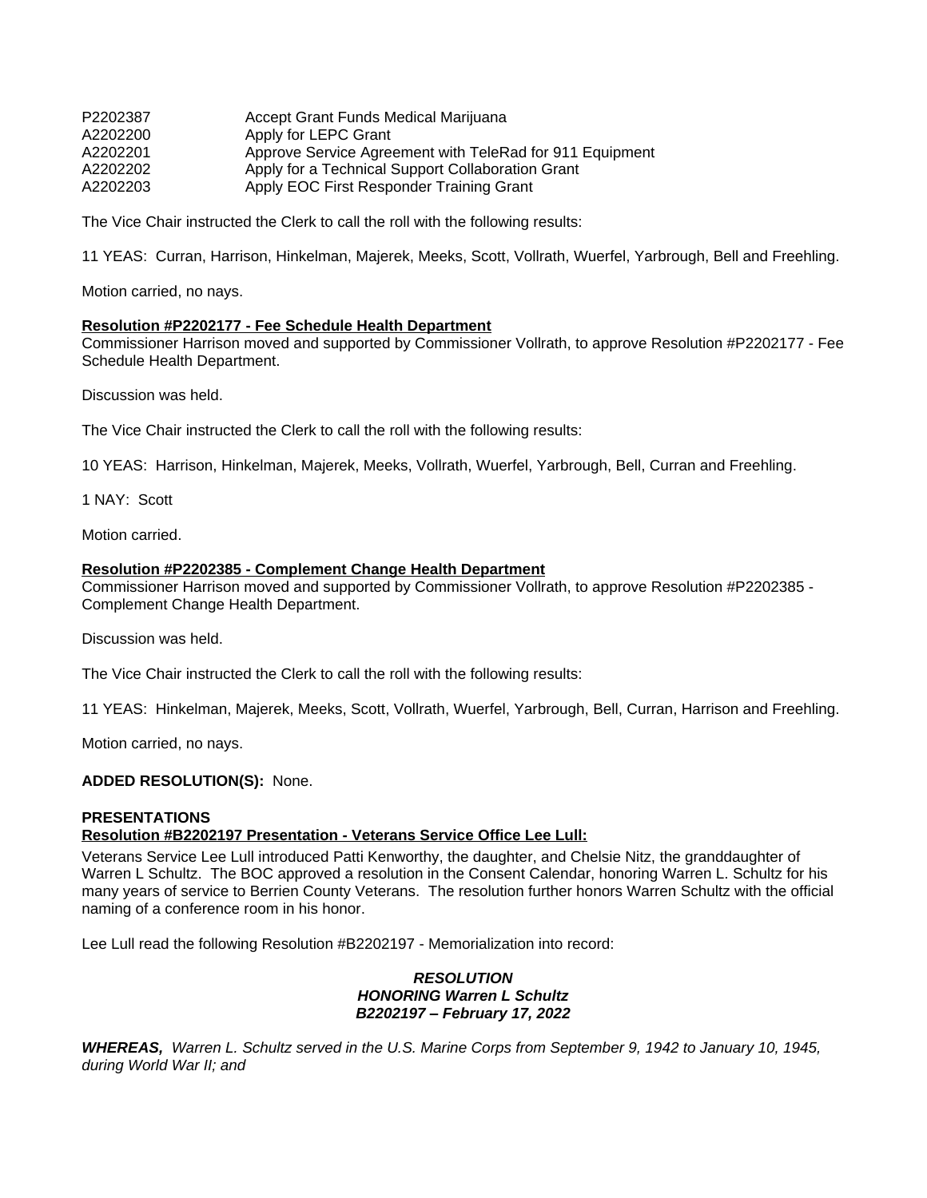| | |
|---|---|
| P2202387 | Accept Grant Funds Medical Marijuana |
| A2202200 | Apply for LEPC Grant |
| A2202201 | Approve Service Agreement with TeleRad for 911 Equipment |
| A2202202 | Apply for a Technical Support Collaboration Grant |
| A2202203 | Apply EOC First Responder Training Grant |

The Vice Chair instructed the Clerk to call the roll with the following results:

11 YEAS: Curran, Harrison, Hinkelman, Majerek, Meeks, Scott, Vollrath, Wuerfel, Yarbrough, Bell and Freehling.

Motion carried, no nays.

**Resolution #P2202177 - Fee Schedule Health Department**

Commissioner Harrison moved and supported by Commissioner Vollrath, to approve Resolution #P2202177 - Fee Schedule Health Department.

Discussion was held.

The Vice Chair instructed the Clerk to call the roll with the following results:

10 YEAS: Harrison, Hinkelman, Majerek, Meeks, Vollrath, Wuerfel, Yarbrough, Bell, Curran and Freehling.

1 NAY: Scott

Motion carried.

**Resolution #P2202385 - Complement Change Health Department**

Commissioner Harrison moved and supported by Commissioner Vollrath, to approve Resolution #P2202385 - Complement Change Health Department.

Discussion was held.

The Vice Chair instructed the Clerk to call the roll with the following results:

11 YEAS: Hinkelman, Majerek, Meeks, Scott, Vollrath, Wuerfel, Yarbrough, Bell, Curran, Harrison and Freehling.

Motion carried, no nays.

**ADDED RESOLUTION(S):** None.

**PRESENTATIONS**

**Resolution #B2202197 Presentation - Veterans Service Office Lee Lull:**

Veterans Service Lee Lull introduced Patti Kenworthy, the daughter, and Chelsie Nitz, the granddaughter of Warren L Schultz. The BOC approved a resolution in the Consent Calendar, honoring Warren L. Schultz for his many years of service to Berrien County Veterans. The resolution further honors Warren Schultz with the official naming of a conference room in his honor.

Lee Lull read the following Resolution #B2202197 - Memorialization into record:

***RESOLUTION***
***HONORING Warren L Schultz***
***B2202197 – February 17, 2022***

***WHEREAS,*** *Warren L. Schultz served in the U.S. Marine Corps from September 9, 1942 to January 10, 1945, during World War II; and*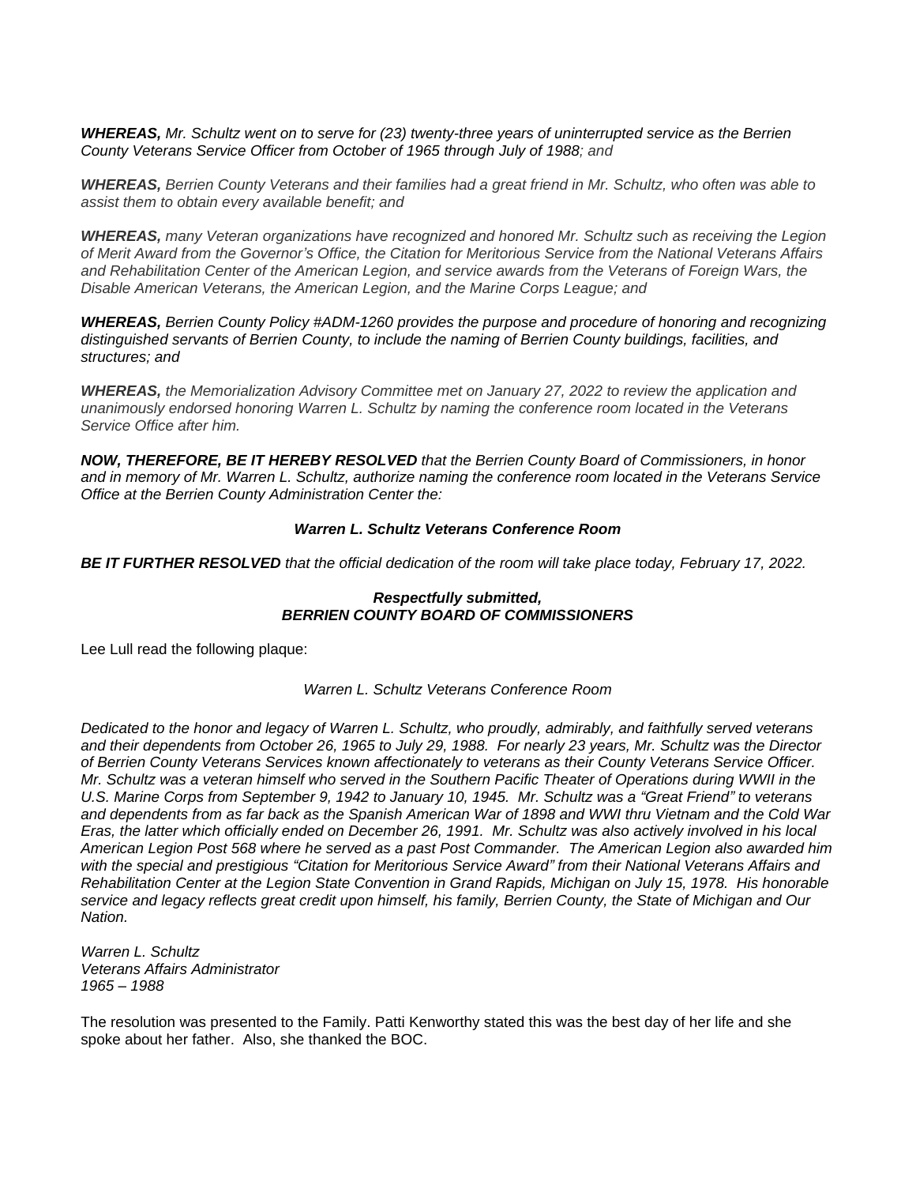***WHEREAS,*** *Mr. Schultz went on to serve for (23) twenty-three years of uninterrupted service as the Berrien County Veterans Service Officer from October of 1965 through July of 1988; and*

***WHEREAS,*** *Berrien County Veterans and their families had a great friend in Mr. Schultz, who often was able to assist them to obtain every available benefit; and*

***WHEREAS,*** *many Veteran organizations have recognized and honored Mr. Schultz such as receiving the Legion of Merit Award from the Governor's Office, the Citation for Meritorious Service from the National Veterans Affairs and Rehabilitation Center of the American Legion, and service awards from the Veterans of Foreign Wars, the Disable American Veterans, the American Legion, and the Marine Corps League; and*

***WHEREAS,*** *Berrien County Policy #ADM-1260 provides the purpose and procedure of honoring and recognizing distinguished servants of Berrien County, to include the naming of Berrien County buildings, facilities, and structures; and*

***WHEREAS,*** *the Memorialization Advisory Committee met on January 27, 2022 to review the application and unanimously endorsed honoring Warren L. Schultz by naming the conference room located in the Veterans Service Office after him.*

***NOW, THEREFORE, BE IT HEREBY RESOLVED*** *that the Berrien County Board of Commissioners, in honor and in memory of Mr. Warren L. Schultz, authorize naming the conference room located in the Veterans Service Office at the Berrien County Administration Center the:*

***Warren L. Schultz Veterans Conference Room***

***BE IT FURTHER RESOLVED*** *that the official dedication of the room will take place today, February 17, 2022.*

***Respectfully submitted,***
***BERRIEN COUNTY BOARD OF COMMISSIONERS***

Lee Lull read the following plaque:

*Warren L. Schultz Veterans Conference Room*

*Dedicated to the honor and legacy of Warren L. Schultz, who proudly, admirably, and faithfully served veterans and their dependents from October 26, 1965 to July 29, 1988. For nearly 23 years, Mr. Schultz was the Director of Berrien County Veterans Services known affectionately to veterans as their County Veterans Service Officer. Mr. Schultz was a veteran himself who served in the Southern Pacific Theater of Operations during WWII in the U.S. Marine Corps from September 9, 1942 to January 10, 1945. Mr. Schultz was a "Great Friend" to veterans and dependents from as far back as the Spanish American War of 1898 and WWI thru Vietnam and the Cold War Eras, the latter which officially ended on December 26, 1991. Mr. Schultz was also actively involved in his local American Legion Post 568 where he served as a past Post Commander. The American Legion also awarded him with the special and prestigious "Citation for Meritorious Service Award" from their National Veterans Affairs and Rehabilitation Center at the Legion State Convention in Grand Rapids, Michigan on July 15, 1978. His honorable service and legacy reflects great credit upon himself, his family, Berrien County, the State of Michigan and Our Nation.*

*Warren L. Schultz*
*Veterans Affairs Administrator*
*1965 – 1988*

The resolution was presented to the Family. Patti Kenworthy stated this was the best day of her life and she spoke about her father. Also, she thanked the BOC.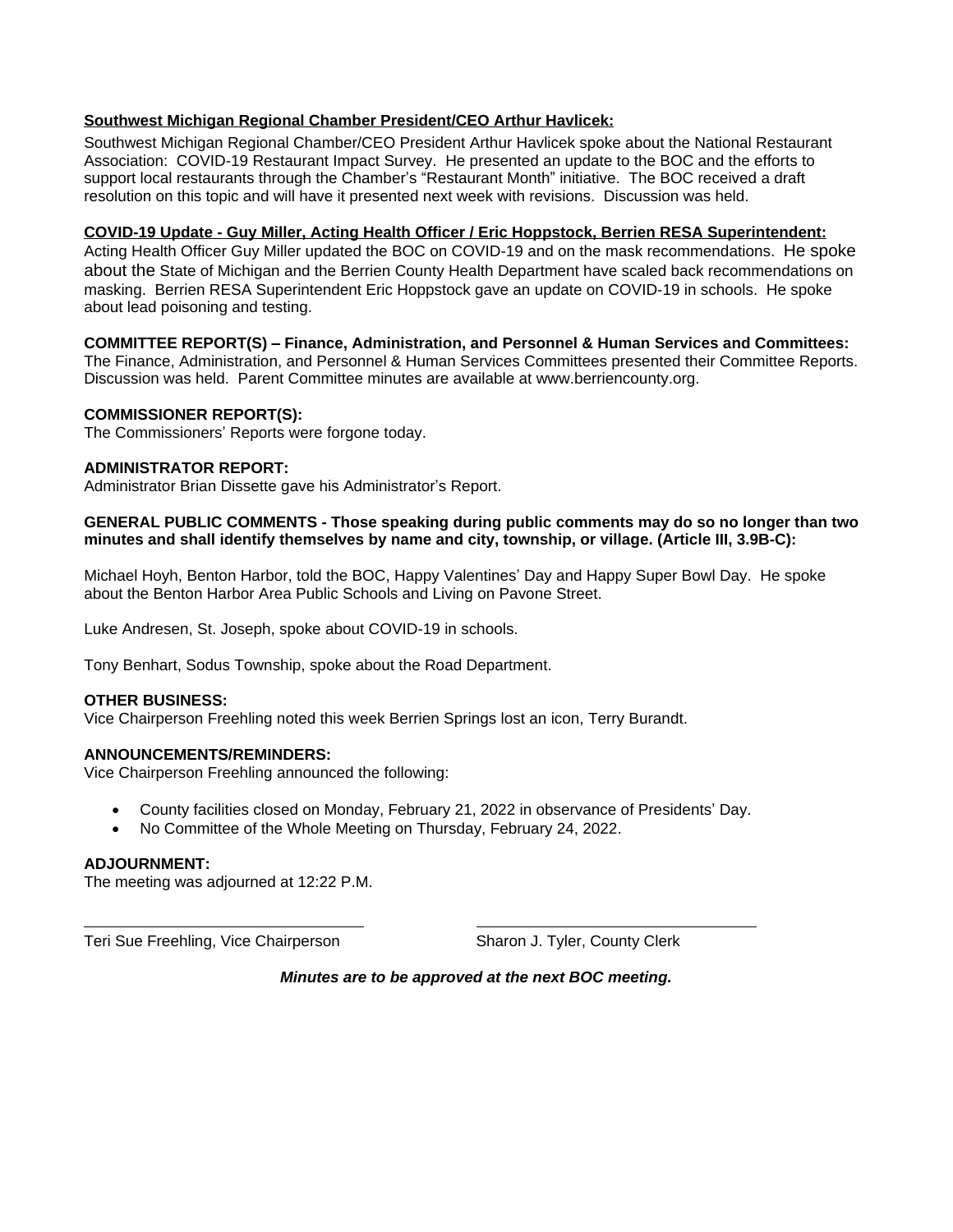**Southwest Michigan Regional Chamber President/CEO Arthur Havlicek:**

Southwest Michigan Regional Chamber/CEO President Arthur Havlicek spoke about the National Restaurant Association: COVID-19 Restaurant Impact Survey. He presented an update to the BOC and the efforts to support local restaurants through the Chamber's "Restaurant Month" initiative. The BOC received a draft resolution on this topic and will have it presented next week with revisions. Discussion was held.

**COVID-19 Update - Guy Miller, Acting Health Officer / Eric Hoppstock, Berrien RESA Superintendent:**

Acting Health Officer Guy Miller updated the BOC on COVID-19 and on the mask recommendations. He spoke about the State of Michigan and the Berrien County Health Department have scaled back recommendations on masking. Berrien RESA Superintendent Eric Hoppstock gave an update on COVID-19 in schools. He spoke about lead poisoning and testing.

**COMMITTEE REPORT(S) – Finance, Administration, and Personnel & Human Services and Committees:**

The Finance, Administration, and Personnel & Human Services Committees presented their Committee Reports. Discussion was held. Parent Committee minutes are available at www.berriencounty.org.

**COMMISSIONER REPORT(S):**

The Commissioners' Reports were forgone today.

**ADMINISTRATOR REPORT:**

Administrator Brian Dissette gave his Administrator's Report.

**GENERAL PUBLIC COMMENTS - Those speaking during public comments may do so no longer than two minutes and shall identify themselves by name and city, township, or village. (Article III, 3.9B-C):**

Michael Hoyh, Benton Harbor, told the BOC, Happy Valentines' Day and Happy Super Bowl Day. He spoke about the Benton Harbor Area Public Schools and Living on Pavone Street.

Luke Andresen, St. Joseph, spoke about COVID-19 in schools.

Tony Benhart, Sodus Township, spoke about the Road Department.

**OTHER BUSINESS:**

Vice Chairperson Freehling noted this week Berrien Springs lost an icon, Terry Burandt.

**ANNOUNCEMENTS/REMINDERS:**

Vice Chairperson Freehling announced the following:

- County facilities closed on Monday, February 21, 2022 in observance of Presidents' Day.
- No Committee of the Whole Meeting on Thursday, February 24, 2022.

**ADJOURNMENT:**

The meeting was adjourned at 12:22 P.M.

Teri Sue Freehling, Vice Chairperson

Sharon J. Tyler, County Clerk

***Minutes are to be approved at the next BOC meeting.***